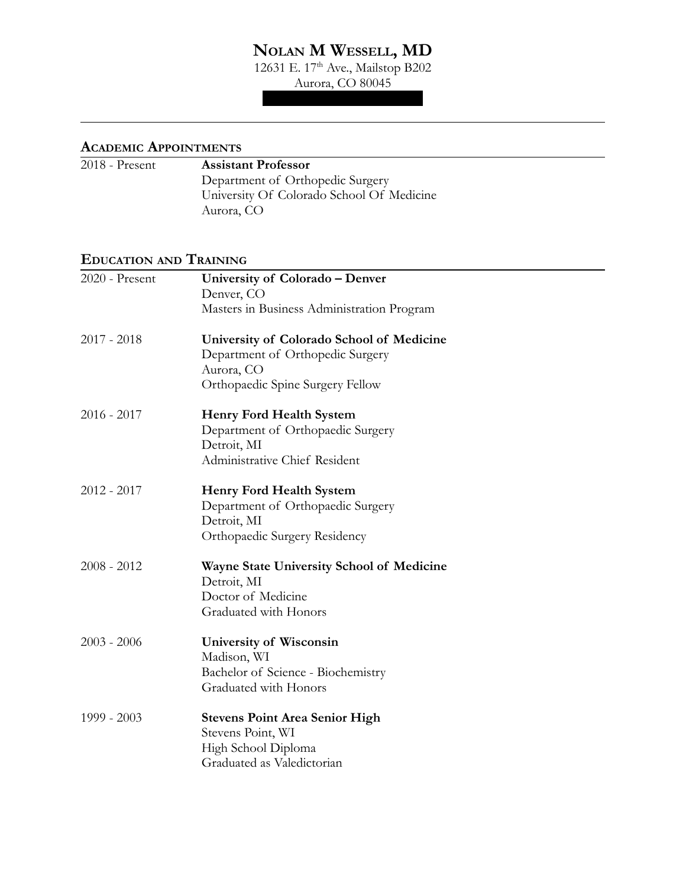# Nolan M Wessell, MD

12631 E. 17th Ave., Mailstop B202
Aurora, CO 80045

---

## Academic Appointments

| | |
|---|---|
| 2018 - Present | **Assistant Professor**<br>Department of Orthopedic Surgery<br>University Of Colorado School Of Medicine<br>Aurora, CO |

## Education and Training

| | |
|---|---|
| 2020 - Present | **University of Colorado – Denver**<br>Denver, CO<br>Masters in Business Administration Program |
| 2017 - 2018 | **University of Colorado School of Medicine**<br>Department of Orthopedic Surgery<br>Aurora, CO<br>Orthopaedic Spine Surgery Fellow |
| 2016 - 2017 | **Henry Ford Health System**<br>Department of Orthopaedic Surgery<br>Detroit, MI<br>Administrative Chief Resident |
| 2012 - 2017 | **Henry Ford Health System**<br>Department of Orthopaedic Surgery<br>Detroit, MI<br>Orthopaedic Surgery Residency |
| 2008 - 2012 | **Wayne State University School of Medicine**<br>Detroit, MI<br>Doctor of Medicine<br>Graduated with Honors |
| 2003 - 2006 | **University of Wisconsin**<br>Madison, WI<br>Bachelor of Science - Biochemistry<br>Graduated with Honors |
| 1999 - 2003 | **Stevens Point Area Senior High**<br>Stevens Point, WI<br>High School Diploma<br>Graduated as Valedictorian |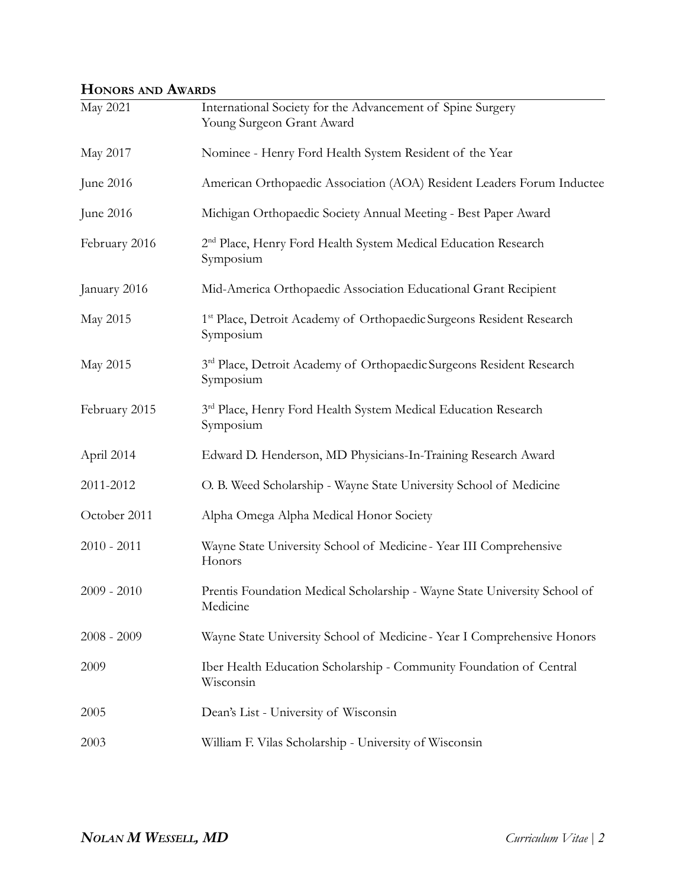## Honors and Awards

| | |
|---|---|
| May 2021 | International Society for the Advancement of Spine Surgery Young Surgeon Grant Award |
| May 2017 | Nominee - Henry Ford Health System Resident of the Year |
| June 2016 | American Orthopaedic Association (AOA) Resident Leaders Forum Inductee |
| June 2016 | Michigan Orthopaedic Society Annual Meeting - Best Paper Award |
| February 2016 | 2nd Place, Henry Ford Health System Medical Education Research Symposium |
| January 2016 | Mid-America Orthopaedic Association Educational Grant Recipient |
| May 2015 | 1st Place, Detroit Academy of Orthopaedic Surgeons Resident Research Symposium |
| May 2015 | 3rd Place, Detroit Academy of Orthopaedic Surgeons Resident Research Symposium |
| February 2015 | 3rd Place, Henry Ford Health System Medical Education Research Symposium |
| April 2014 | Edward D. Henderson, MD Physicians-In-Training Research Award |
| 2011-2012 | O. B. Weed Scholarship - Wayne State University School of Medicine |
| October 2011 | Alpha Omega Alpha Medical Honor Society |
| 2010 - 2011 | Wayne State University School of Medicine - Year III Comprehensive Honors |
| 2009 - 2010 | Prentis Foundation Medical Scholarship - Wayne State University School of Medicine |
| 2008 - 2009 | Wayne State University School of Medicine - Year I Comprehensive Honors |
| 2009 | Iber Health Education Scholarship - Community Foundation of Central Wisconsin |
| 2005 | Dean's List - University of Wisconsin |
| 2003 | William F. Vilas Scholarship - University of Wisconsin |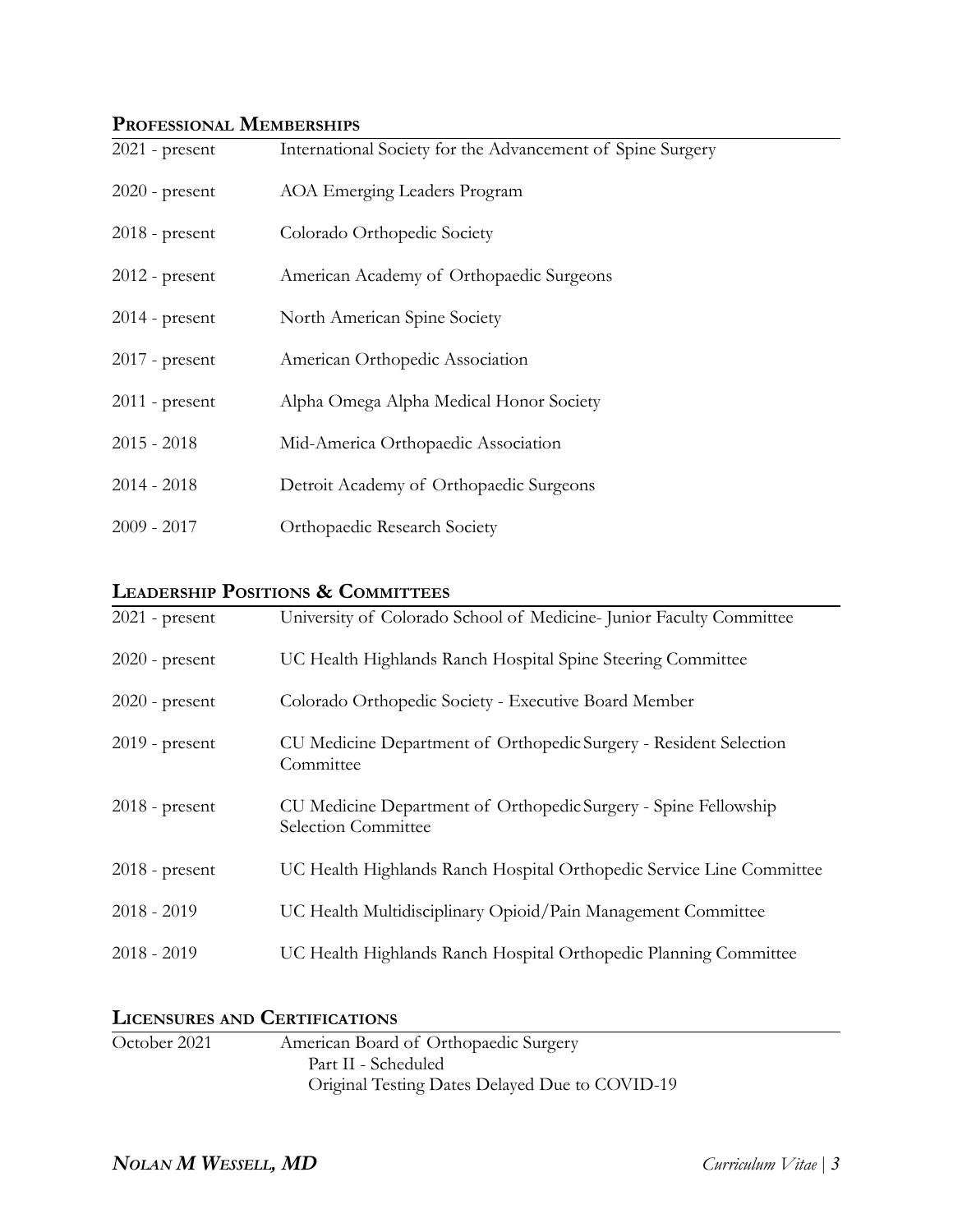## Professional Memberships

| | |
|---|---|
| 2021 - present | International Society for the Advancement of Spine Surgery |
| 2020 - present | AOA Emerging Leaders Program |
| 2018 - present | Colorado Orthopedic Society |
| 2012 - present | American Academy of Orthopaedic Surgeons |
| 2014 - present | North American Spine Society |
| 2017 - present | American Orthopedic Association |
| 2011 - present | Alpha Omega Alpha Medical Honor Society |
| 2015 - 2018 | Mid-America Orthopaedic Association |
| 2014 - 2018 | Detroit Academy of Orthopaedic Surgeons |
| 2009 - 2017 | Orthopaedic Research Society |

## Leadership Positions & Committees

| | |
|---|---|
| 2021 - present | University of Colorado School of Medicine- Junior Faculty Committee |
| 2020 - present | UC Health Highlands Ranch Hospital Spine Steering Committee |
| 2020 - present | Colorado Orthopedic Society - Executive Board Member |
| 2019 - present | CU Medicine Department of Orthopedic Surgery - Resident Selection Committee |
| 2018 - present | CU Medicine Department of Orthopedic Surgery - Spine Fellowship Selection Committee |
| 2018 - present | UC Health Highlands Ranch Hospital Orthopedic Service Line Committee |
| 2018 - 2019 | UC Health Multidisciplinary Opioid/Pain Management Committee |
| 2018 - 2019 | UC Health Highlands Ranch Hospital Orthopedic Planning Committee |

## Licensures and Certifications

| | |
|---|---|
| October 2021 | American Board of Orthopaedic Surgery<br>Part II - Scheduled<br>Original Testing Dates Delayed Due to COVID-19 |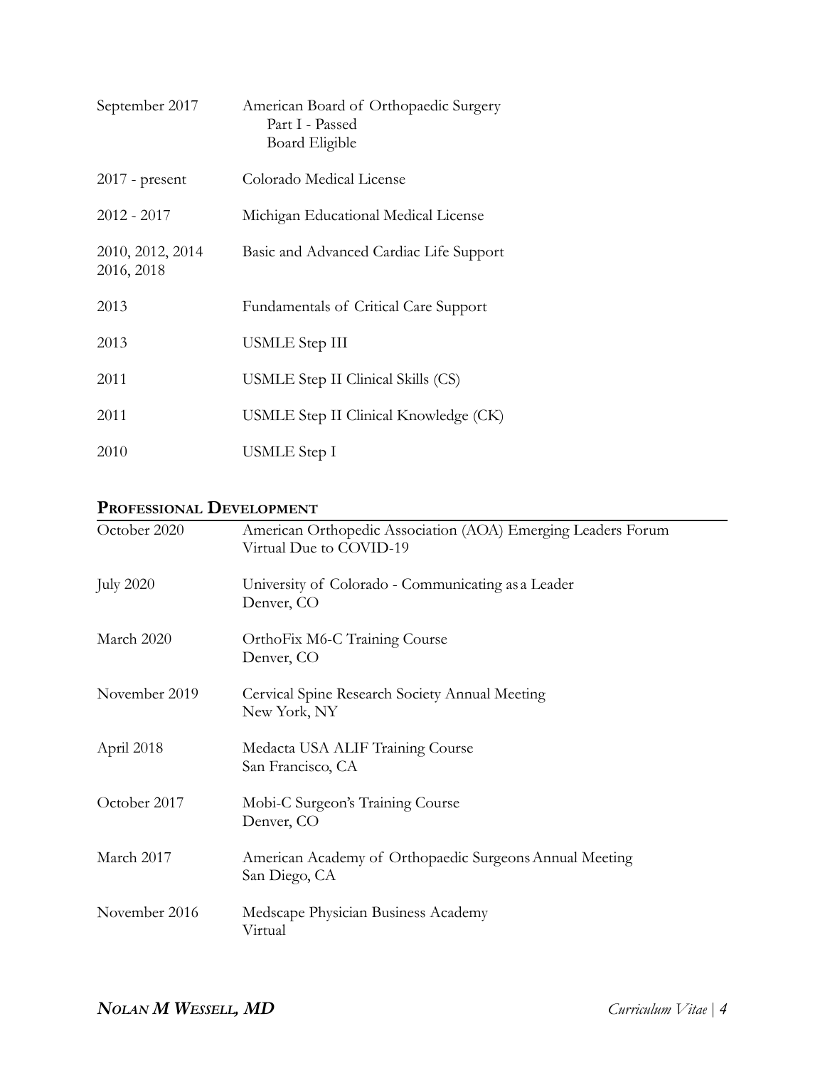| | |
|---|---|
| September 2017 | American Board of Orthopaedic Surgery<br>Part I - Passed<br>Board Eligible |
| 2017 - present | Colorado Medical License |
| 2012 - 2017 | Michigan Educational Medical License |
| 2010, 2012, 2014<br>2016, 2018 | Basic and Advanced Cardiac Life Support |
| 2013 | Fundamentals of Critical Care Support |
| 2013 | USMLE Step III |
| 2011 | USMLE Step II Clinical Skills (CS) |
| 2011 | USMLE Step II Clinical Knowledge (CK) |
| 2010 | USMLE Step I |

## PROFESSIONAL DEVELOPMENT

| | |
|---|---|
| October 2020 | American Orthopedic Association (AOA) Emerging Leaders Forum<br>Virtual Due to COVID-19 |
| July 2020 | University of Colorado - Communicating as a Leader<br>Denver, CO |
| March 2020 | OrthoFix M6-C Training Course<br>Denver, CO |
| November 2019 | Cervical Spine Research Society Annual Meeting<br>New York, NY |
| April 2018 | Medacta USA ALIF Training Course<br>San Francisco, CA |
| October 2017 | Mobi-C Surgeon's Training Course<br>Denver, CO |
| March 2017 | American Academy of Orthopaedic Surgeons Annual Meeting<br>San Diego, CA |
| November 2016 | Medscape Physician Business Academy<br>Virtual |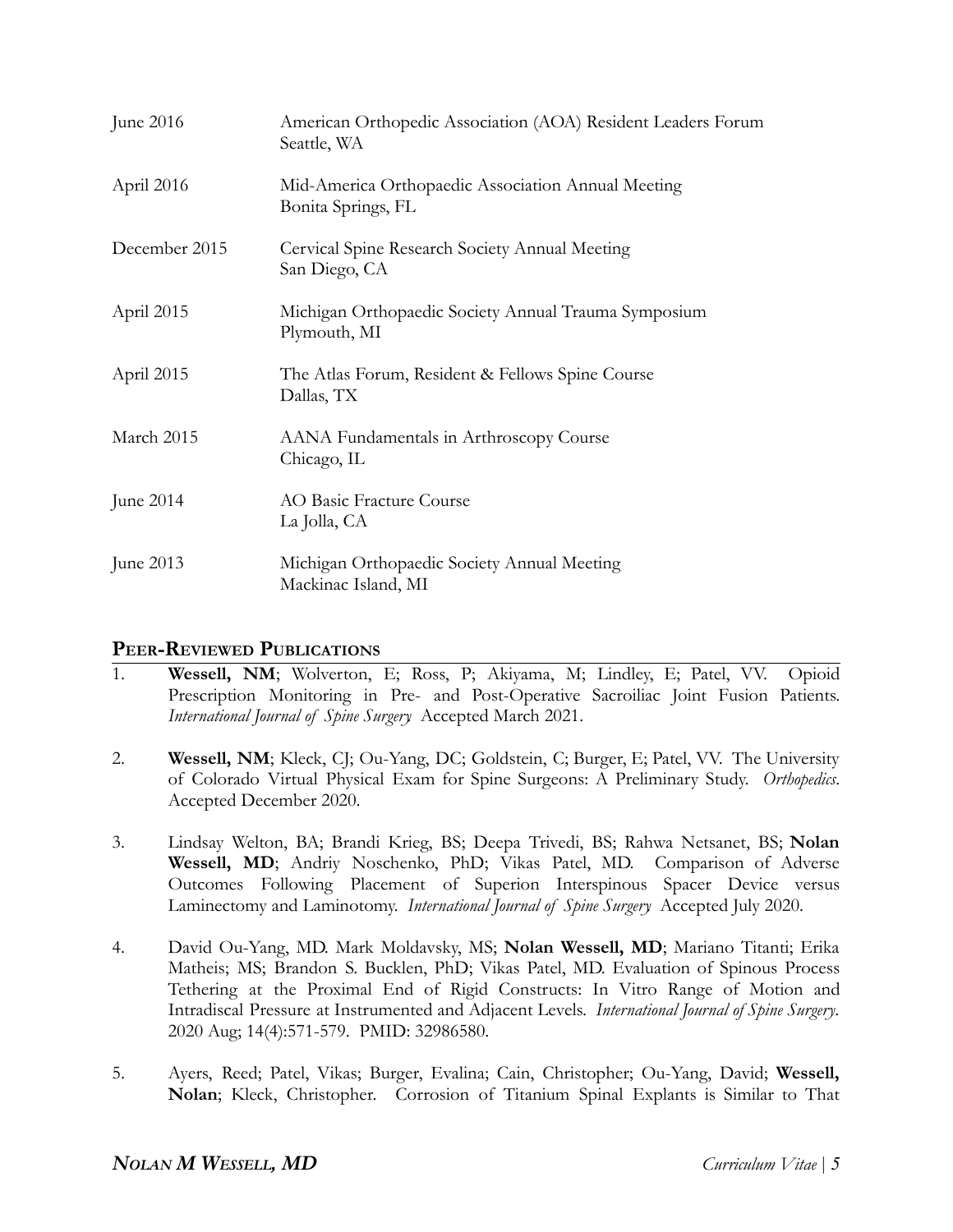| | |
|---|---|
| June 2016 | American Orthopedic Association (AOA) Resident Leaders Forum<br>Seattle, WA |
| April 2016 | Mid-America Orthopaedic Association Annual Meeting<br>Bonita Springs, FL |
| December 2015 | Cervical Spine Research Society Annual Meeting<br>San Diego, CA |
| April 2015 | Michigan Orthopaedic Society Annual Trauma Symposium<br>Plymouth, MI |
| April 2015 | The Atlas Forum, Resident & Fellows Spine Course<br>Dallas, TX |
| March 2015 | AANA Fundamentals in Arthroscopy Course<br>Chicago, IL |
| June 2014 | AO Basic Fracture Course<br>La Jolla, CA |
| June 2013 | Michigan Orthopaedic Society Annual Meeting<br>Mackinac Island, MI |

## PEER-REVIEWED PUBLICATIONS

1. **Wessell, NM**; Wolverton, E; Ross, P; Akiyama, M; Lindley, E; Patel, VV. Opioid Prescription Monitoring in Pre- and Post-Operative Sacroiliac Joint Fusion Patients. *International Journal of Spine Surgery* Accepted March 2021.

2. **Wessell, NM**; Kleck, CJ; Ou-Yang, DC; Goldstein, C; Burger, E; Patel, VV. The University of Colorado Virtual Physical Exam for Spine Surgeons: A Preliminary Study. *Orthopedics*. Accepted December 2020.

3. Lindsay Welton, BA; Brandi Krieg, BS; Deepa Trivedi, BS; Rahwa Netsanet, BS; **Nolan Wessell, MD**; Andriy Noschenko, PhD; Vikas Patel, MD. Comparison of Adverse Outcomes Following Placement of Superion Interspinous Spacer Device versus Laminectomy and Laminotomy. *International Journal of Spine Surgery* Accepted July 2020.

4. David Ou-Yang, MD. Mark Moldavsky, MS; **Nolan Wessell, MD**; Mariano Titanti; Erika Matheis; MS; Brandon S. Bucklen, PhD; Vikas Patel, MD. Evaluation of Spinous Process Tethering at the Proximal End of Rigid Constructs: In Vitro Range of Motion and Intradiscal Pressure at Instrumented and Adjacent Levels. *International Journal of Spine Surgery*. 2020 Aug; 14(4):571-579. PMID: 32986580.

5. Ayers, Reed; Patel, Vikas; Burger, Evalina; Cain, Christopher; Ou-Yang, David; **Wessell, Nolan**; Kleck, Christopher. Corrosion of Titanium Spinal Explants is Similar to That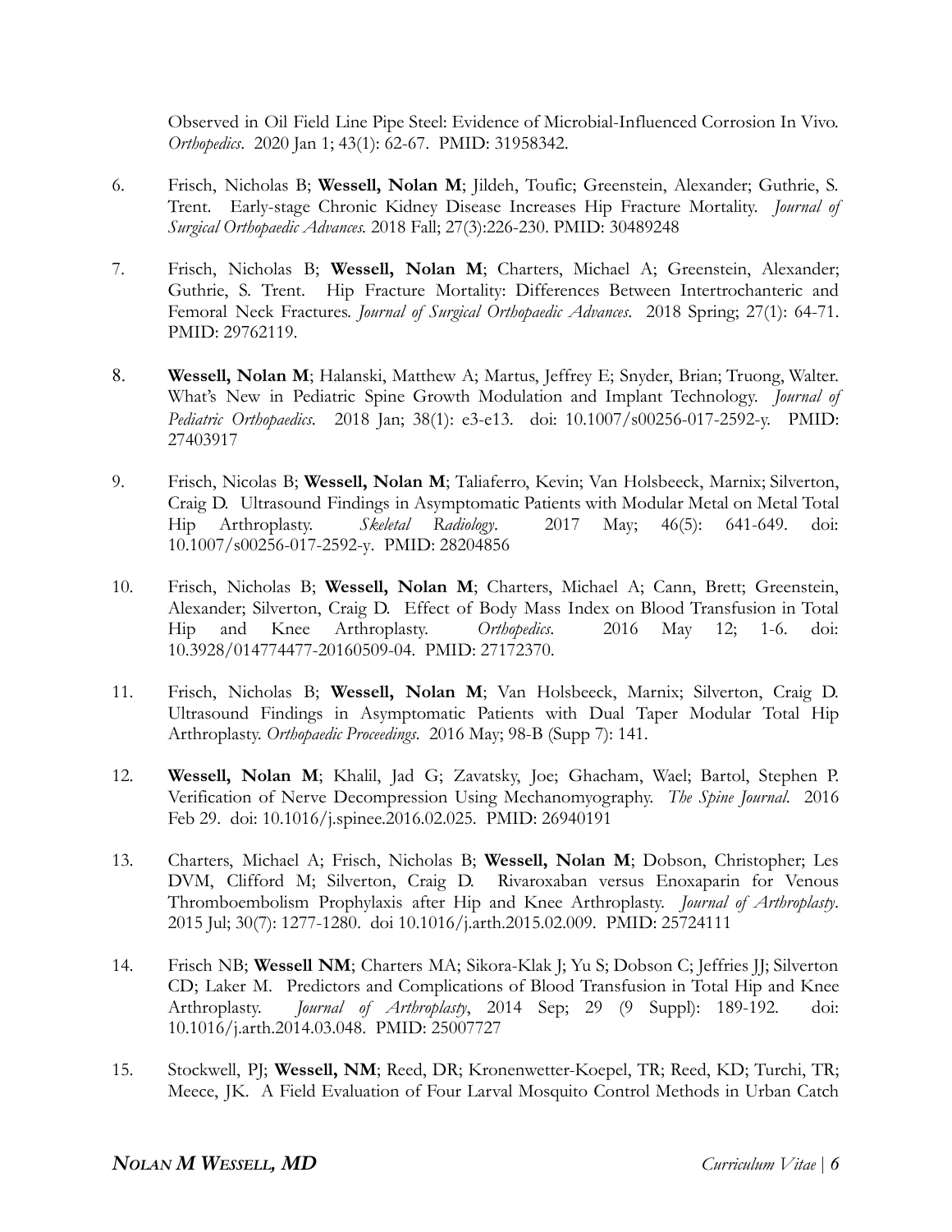Observed in Oil Field Line Pipe Steel: Evidence of Microbial-Influenced Corrosion In Vivo. *Orthopedics*. 2020 Jan 1; 43(1): 62-67. PMID: 31958342.

6. Frisch, Nicholas B; **Wessell, Nolan M**; Jildeh, Toufic; Greenstein, Alexander; Guthrie, S. Trent. Early-stage Chronic Kidney Disease Increases Hip Fracture Mortality. *Journal of Surgical Orthopaedic Advances.* 2018 Fall; 27(3):226-230. PMID: 30489248

7. Frisch, Nicholas B; **Wessell, Nolan M**; Charters, Michael A; Greenstein, Alexander; Guthrie, S. Trent. Hip Fracture Mortality: Differences Between Intertrochanteric and Femoral Neck Fractures. *Journal of Surgical Orthopaedic Advances*. 2018 Spring; 27(1): 64-71. PMID: 29762119.

8. **Wessell, Nolan M**; Halanski, Matthew A; Martus, Jeffrey E; Snyder, Brian; Truong, Walter. What's New in Pediatric Spine Growth Modulation and Implant Technology. *Journal of Pediatric Orthopaedics*. 2018 Jan; 38(1): e3-e13. doi: 10.1007/s00256-017-2592-y. PMID: 27403917

9. Frisch, Nicolas B; **Wessell, Nolan M**; Taliaferro, Kevin; Van Holsbeeck, Marnix; Silverton, Craig D. Ultrasound Findings in Asymptomatic Patients with Modular Metal on Metal Total Hip Arthroplasty. *Skeletal Radiology*. 2017 May; 46(5): 641-649. doi: 10.1007/s00256-017-2592-y. PMID: 28204856

10. Frisch, Nicholas B; **Wessell, Nolan M**; Charters, Michael A; Cann, Brett; Greenstein, Alexander; Silverton, Craig D. Effect of Body Mass Index on Blood Transfusion in Total Hip and Knee Arthroplasty. *Orthopedics*. 2016 May 12; 1-6. doi: 10.3928/014774477-20160509-04. PMID: 27172370.

11. Frisch, Nicholas B; **Wessell, Nolan M**; Van Holsbeeck, Marnix; Silverton, Craig D. Ultrasound Findings in Asymptomatic Patients with Dual Taper Modular Total Hip Arthroplasty. *Orthopaedic Proceedings*. 2016 May; 98-B (Supp 7): 141.

12. **Wessell, Nolan M**; Khalil, Jad G; Zavatsky, Joe; Ghacham, Wael; Bartol, Stephen P. Verification of Nerve Decompression Using Mechanomyography. *The Spine Journal*. 2016 Feb 29. doi: 10.1016/j.spinee.2016.02.025. PMID: 26940191

13. Charters, Michael A; Frisch, Nicholas B; **Wessell, Nolan M**; Dobson, Christopher; Les DVM, Clifford M; Silverton, Craig D. Rivaroxaban versus Enoxaparin for Venous Thromboembolism Prophylaxis after Hip and Knee Arthroplasty. *Journal of Arthroplasty*. 2015 Jul; 30(7): 1277-1280. doi 10.1016/j.arth.2015.02.009. PMID: 25724111

14. Frisch NB; **Wessell NM**; Charters MA; Sikora-Klak J; Yu S; Dobson C; Jeffries JJ; Silverton CD; Laker M. Predictors and Complications of Blood Transfusion in Total Hip and Knee Arthroplasty. *Journal of Arthroplasty*, 2014 Sep; 29 (9 Suppl): 189-192. doi: 10.1016/j.arth.2014.03.048. PMID: 25007727

15. Stockwell, PJ; **Wessell, NM**; Reed, DR; Kronenwetter-Koepel, TR; Reed, KD; Turchi, TR; Meece, JK. A Field Evaluation of Four Larval Mosquito Control Methods in Urban Catch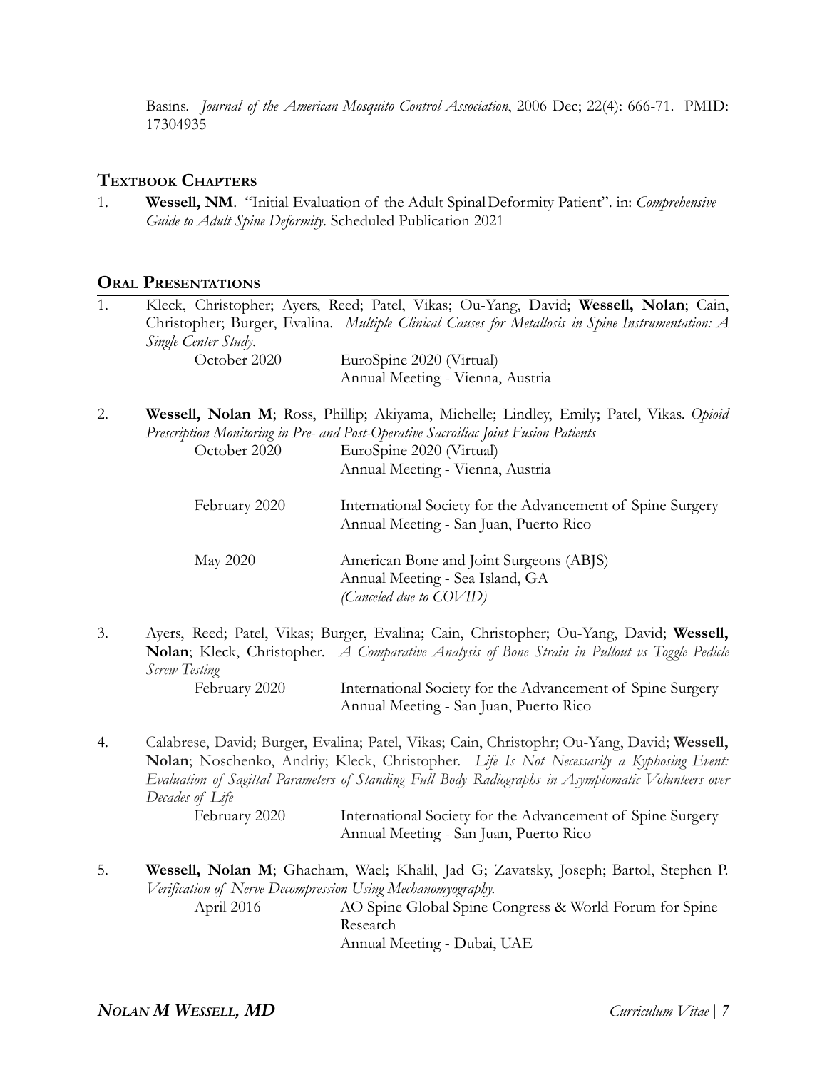Basins. *Journal of the American Mosquito Control Association*, 2006 Dec; 22(4): 666-71. PMID: 17304935

## Textbook Chapters

1. **Wessell, NM**. "Initial Evaluation of the Adult Spinal Deformity Patient". in: *Comprehensive Guide to Adult Spine Deformity*. Scheduled Publication 2021

## Oral Presentations

1. Kleck, Christopher; Ayers, Reed; Patel, Vikas; Ou-Yang, David; **Wessell, Nolan**; Cain, Christopher; Burger, Evalina. *Multiple Clinical Causes for Metallosis in Spine Instrumentation: A Single Center Study*.

   October 2020 — EuroSpine 2020 (Virtual)
   Annual Meeting - Vienna, Austria

2. **Wessell, Nolan M**; Ross, Phillip; Akiyama, Michelle; Lindley, Emily; Patel, Vikas. *Opioid Prescription Monitoring in Pre- and Post-Operative Sacroiliac Joint Fusion Patients*

   October 2020 — EuroSpine 2020 (Virtual)
   Annual Meeting - Vienna, Austria

   February 2020 — International Society for the Advancement of Spine Surgery
   Annual Meeting - San Juan, Puerto Rico

   May 2020 — American Bone and Joint Surgeons (ABJS)
   Annual Meeting - Sea Island, GA
   *(Canceled due to COVID)*

3. Ayers, Reed; Patel, Vikas; Burger, Evalina; Cain, Christopher; Ou-Yang, David; **Wessell, Nolan**; Kleck, Christopher. *A Comparative Analysis of Bone Strain in Pullout vs Toggle Pedicle Screw Testing*

   February 2020 — International Society for the Advancement of Spine Surgery
   Annual Meeting - San Juan, Puerto Rico

4. Calabrese, David; Burger, Evalina; Patel, Vikas; Cain, Christophr; Ou-Yang, David; **Wessell, Nolan**; Noschenko, Andriy; Kleck, Christopher. *Life Is Not Necessarily a Kyphosing Event: Evaluation of Sagittal Parameters of Standing Full Body Radiographs in Asymptomatic Volunteers over Decades of Life*

   February 2020 — International Society for the Advancement of Spine Surgery
   Annual Meeting - San Juan, Puerto Rico

5. **Wessell, Nolan M**; Ghacham, Wael; Khalil, Jad G; Zavatsky, Joseph; Bartol, Stephen P. *Verification of Nerve Decompression Using Mechanomyography.*

   April 2016 — AO Spine Global Spine Congress & World Forum for Spine Research
   Annual Meeting - Dubai, UAE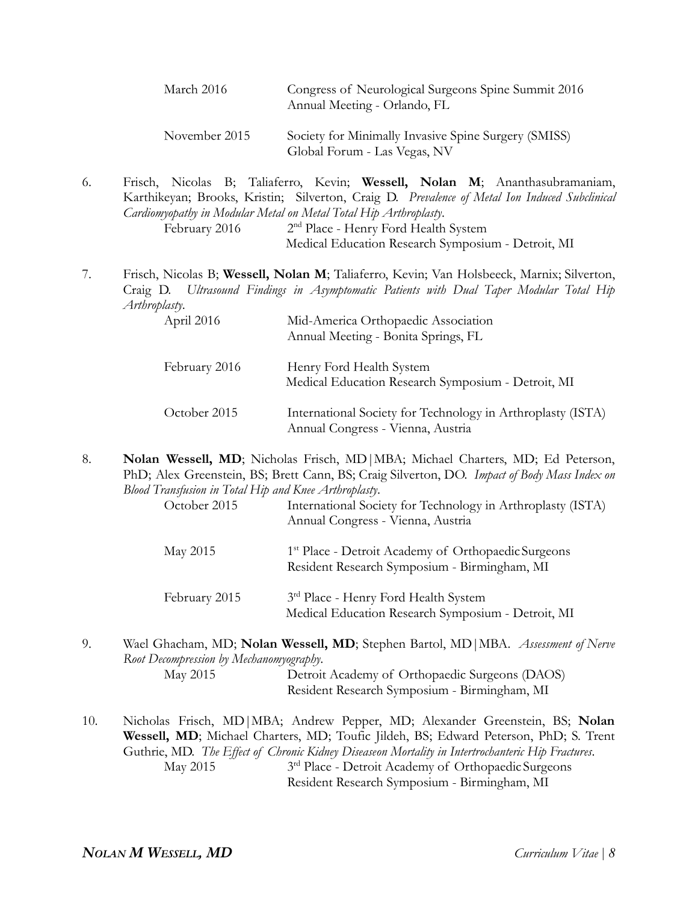March 2016 — Congress of Neurological Surgeons Spine Summit 2016
Annual Meeting - Orlando, FL

November 2015 — Society for Minimally Invasive Spine Surgery (SMISS)
Global Forum - Las Vegas, NV

6. Frisch, Nicolas B; Taliaferro, Kevin; **Wessell, Nolan M**; Ananthasubramaniam, Karthikeyan; Brooks, Kristin; Silverton, Craig D. *Prevalence of Metal Ion Induced Subclinical Cardiomyopathy in Modular Metal on Metal Total Hip Arthroplasty*.

   February 2016 — 2nd Place - Henry Ford Health System
   Medical Education Research Symposium - Detroit, MI

7. Frisch, Nicolas B; **Wessell, Nolan M**; Taliaferro, Kevin; Van Holsbeeck, Marnix; Silverton, Craig D. *Ultrasound Findings in Asymptomatic Patients with Dual Taper Modular Total Hip Arthroplasty*.

   April 2016 — Mid-America Orthopaedic Association
   Annual Meeting - Bonita Springs, FL

   February 2016 — Henry Ford Health System
   Medical Education Research Symposium - Detroit, MI

   October 2015 — International Society for Technology in Arthroplasty (ISTA)
   Annual Congress - Vienna, Austria

8. **Nolan Wessell, MD**; Nicholas Frisch, MD|MBA; Michael Charters, MD; Ed Peterson, PhD; Alex Greenstein, BS; Brett Cann, BS; Craig Silverton, DO. *Impact of Body Mass Index on Blood Transfusion in Total Hip and Knee Arthroplasty*.

   October 2015 — International Society for Technology in Arthroplasty (ISTA)
   Annual Congress - Vienna, Austria

   May 2015 — 1st Place - Detroit Academy of Orthopaedic Surgeons
   Resident Research Symposium - Birmingham, MI

   February 2015 — 3rd Place - Henry Ford Health System
   Medical Education Research Symposium - Detroit, MI

9. Wael Ghacham, MD; **Nolan Wessell, MD**; Stephen Bartol, MD|MBA. *Assessment of Nerve Root Decompression by Mechanomyography*.

   May 2015 — Detroit Academy of Orthopaedic Surgeons (DAOS)
   Resident Research Symposium - Birmingham, MI

10. Nicholas Frisch, MD|MBA; Andrew Pepper, MD; Alexander Greenstein, BS; **Nolan Wessell, MD**; Michael Charters, MD; Toufic Jildeh, BS; Edward Peterson, PhD; S. Trent Guthrie, MD. *The Effect of Chronic Kidney Diseaseon Mortality in Intertrochanteric Hip Fractures*.

    May 2015 — 3rd Place - Detroit Academy of Orthopaedic Surgeons
    Resident Research Symposium - Birmingham, MI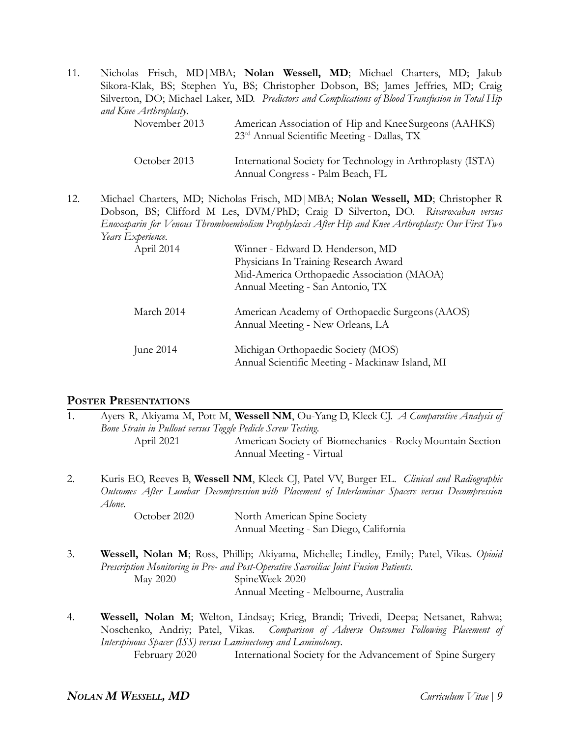11. Nicholas Frisch, MD|MBA; **Nolan Wessell, MD**; Michael Charters, MD; Jakub Sikora-Klak, BS; Stephen Yu, BS; Christopher Dobson, BS; James Jeffries, MD; Craig Silverton, DO; Michael Laker, MD. *Predictors and Complications of Blood Transfusion in Total Hip and Knee Arthroplasty*.

    | | |
    |---|---|
    | November 2013 | American Association of Hip and Knee Surgeons (AAHKS) 23rd Annual Scientific Meeting - Dallas, TX |
    | October 2013 | International Society for Technology in Arthroplasty (ISTA) Annual Congress - Palm Beach, FL |

12. Michael Charters, MD; Nicholas Frisch, MD|MBA; **Nolan Wessell, MD**; Christopher R Dobson, BS; Clifford M Les, DVM/PhD; Craig D Silverton, DO. *Rivaroxaban versus Enoxaparin for Venous Thromboembolism Prophylaxis After Hip and Knee Arthroplasty: Our First Two Years Experience*.

    | | |
    |---|---|
    | April 2014 | Winner - Edward D. Henderson, MD Physicians In Training Research Award Mid-America Orthopaedic Association (MAOA) Annual Meeting - San Antonio, TX |
    | March 2014 | American Academy of Orthopaedic Surgeons (AAOS) Annual Meeting - New Orleans, LA |
    | June 2014 | Michigan Orthopaedic Society (MOS) Annual Scientific Meeting - Mackinaw Island, MI |

## Poster Presentations

1. Ayers R, Akiyama M, Pott M, **Wessell NM**, Ou-Yang D, Kleck CJ. *A Comparative Analysis of Bone Strain in Pullout versus Toggle Pedicle Screw Testing.*

    | | |
    |---|---|
    | April 2021 | American Society of Biomechanics - Rocky Mountain Section Annual Meeting - Virtual |

2. Kuris EO, Reeves B, **Wessell NM**, Kleck CJ, Patel VV, Burger EL. *Clinical and Radiographic Outcomes After Lumbar Decompression with Placement of Interlaminar Spacers versus Decompression Alone.*

    | | |
    |---|---|
    | October 2020 | North American Spine Society Annual Meeting - San Diego, California |

3. **Wessell, Nolan M**; Ross, Phillip; Akiyama, Michelle; Lindley, Emily; Patel, Vikas. *Opioid Prescription Monitoring in Pre- and Post-Operative Sacroiliac Joint Fusion Patients*.

    | | |
    |---|---|
    | May 2020 | SpineWeek 2020 Annual Meeting - Melbourne, Australia |

4. **Wessell, Nolan M**; Welton, Lindsay; Krieg, Brandi; Trivedi, Deepa; Netsanet, Rahwa; Noschenko, Andriy; Patel, Vikas. *Comparison of Adverse Outcomes Following Placement of Interspinous Spacer (ISS) versus Laminectomy and Laminotomy*.

    | | |
    |---|---|
    | February 2020 | International Society for the Advancement of Spine Surgery |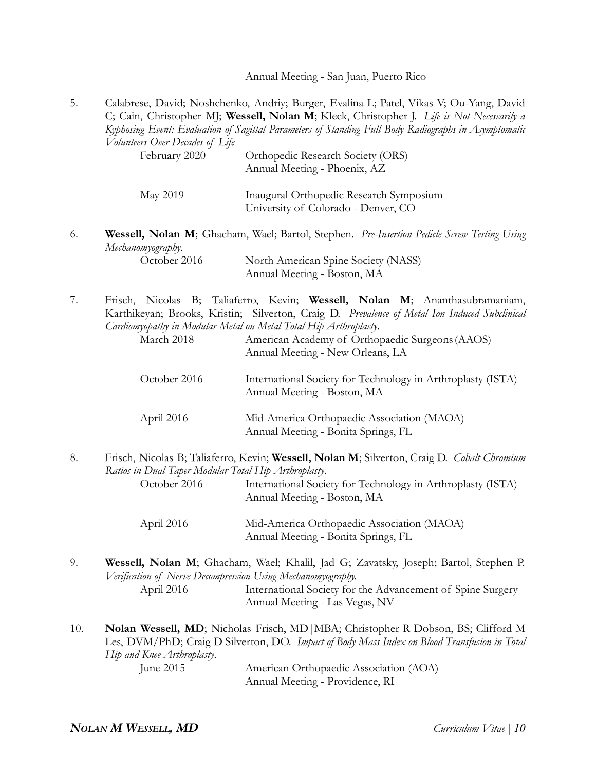Annual Meeting - San Juan, Puerto Rico

5. Calabrese, David; Noshchenko, Andriy; Burger, Evalina L; Patel, Vikas V; Ou-Yang, David C; Cain, Christopher MJ; **Wessell, Nolan M**; Kleck, Christopher J. *Life is Not Necessarily a Kyphosing Event: Evaluation of Sagittal Parameters of Standing Full Body Radiographs in Asymptomatic Volunteers Over Decades of Life*

   February 2020 — Orthopedic Research Society (ORS) Annual Meeting - Phoenix, AZ

   May 2019 — Inaugural Orthopedic Research Symposium University of Colorado - Denver, CO

6. **Wessell, Nolan M**; Ghacham, Wael; Bartol, Stephen. *Pre-Insertion Pedicle Screw Testing Using Mechanomyography*.

   October 2016 — North American Spine Society (NASS) Annual Meeting - Boston, MA

7. Frisch, Nicolas B; Taliaferro, Kevin; **Wessell, Nolan M**; Ananthasubramaniam, Karthikeyan; Brooks, Kristin; Silverton, Craig D. *Prevalence of Metal Ion Induced Subclinical Cardiomyopathy in Modular Metal on Metal Total Hip Arthroplasty*.

   March 2018 — American Academy of Orthopaedic Surgeons (AAOS) Annual Meeting - New Orleans, LA

   October 2016 — International Society for Technology in Arthroplasty (ISTA) Annual Meeting - Boston, MA

   April 2016 — Mid-America Orthopaedic Association (MAOA) Annual Meeting - Bonita Springs, FL

8. Frisch, Nicolas B; Taliaferro, Kevin; **Wessell, Nolan M**; Silverton, Craig D. *Cobalt Chromium Ratios in Dual Taper Modular Total Hip Arthroplasty*.

   October 2016 — International Society for Technology in Arthroplasty (ISTA) Annual Meeting - Boston, MA

   April 2016 — Mid-America Orthopaedic Association (MAOA) Annual Meeting - Bonita Springs, FL

9. **Wessell, Nolan M**; Ghacham, Wael; Khalil, Jad G; Zavatsky, Joseph; Bartol, Stephen P. *Verification of Nerve Decompression Using Mechanomyography.*

   April 2016 — International Society for the Advancement of Spine Surgery Annual Meeting - Las Vegas, NV

10. **Nolan Wessell, MD**; Nicholas Frisch, MD|MBA; Christopher R Dobson, BS; Clifford M Les, DVM/PhD; Craig D Silverton, DO. *Impact of Body Mass Index on Blood Transfusion in Total Hip and Knee Arthroplasty*.

    June 2015 — American Orthopaedic Association (AOA) Annual Meeting - Providence, RI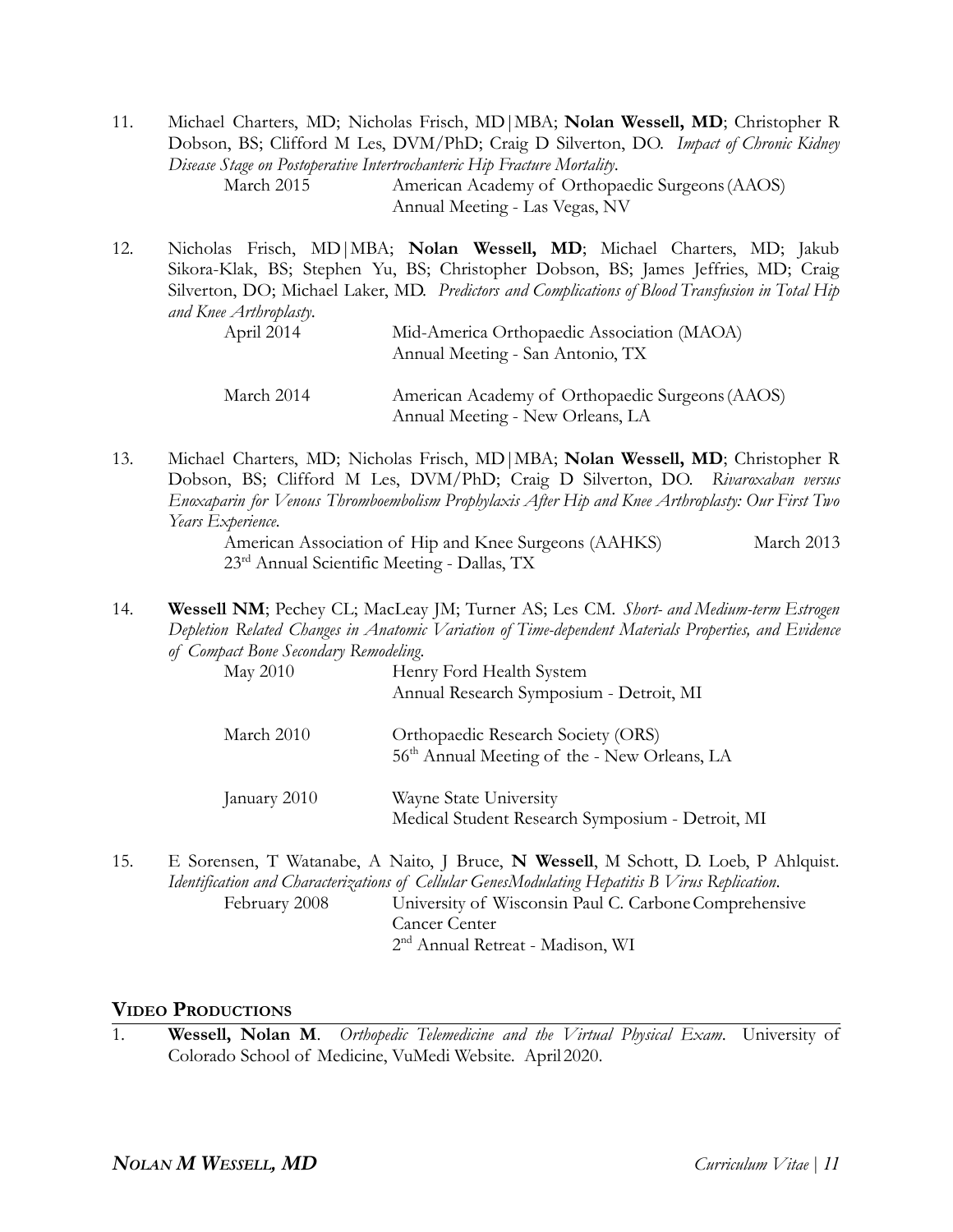11. Michael Charters, MD; Nicholas Frisch, MD|MBA; **Nolan Wessell, MD**; Christopher R Dobson, BS; Clifford M Les, DVM/PhD; Craig D Silverton, DO. *Impact of Chronic Kidney Disease Stage on Postoperative Intertrochanteric Hip Fracture Mortality*.

    March 2015 — American Academy of Orthopaedic Surgeons (AAOS) Annual Meeting - Las Vegas, NV

12. Nicholas Frisch, MD|MBA; **Nolan Wessell, MD**; Michael Charters, MD; Jakub Sikora-Klak, BS; Stephen Yu, BS; Christopher Dobson, BS; James Jeffries, MD; Craig Silverton, DO; Michael Laker, MD. *Predictors and Complications of Blood Transfusion in Total Hip and Knee Arthroplasty*.

    April 2014 — Mid-America Orthopaedic Association (MAOA) Annual Meeting - San Antonio, TX

    March 2014 — American Academy of Orthopaedic Surgeons (AAOS) Annual Meeting - New Orleans, LA

13. Michael Charters, MD; Nicholas Frisch, MD|MBA; **Nolan Wessell, MD**; Christopher R Dobson, BS; Clifford M Les, DVM/PhD; Craig D Silverton, DO. *Rivaroxaban versus Enoxaparin for Venous Thromboembolism Prophylaxis After Hip and Knee Arthroplasty: Our First Two Years Experience*.

    American Association of Hip and Knee Surgeons (AAHKS) 23rd Annual Scientific Meeting - Dallas, TX — March 2013

14. **Wessell NM**; Pechey CL; MacLeay JM; Turner AS; Les CM. *Short- and Medium-term Estrogen Depletion Related Changes in Anatomic Variation of Time-dependent Materials Properties, and Evidence of Compact Bone Secondary Remodeling*.

    May 2010 — Henry Ford Health System Annual Research Symposium - Detroit, MI

    March 2010 — Orthopaedic Research Society (ORS) 56th Annual Meeting of the - New Orleans, LA

    January 2010 — Wayne State University Medical Student Research Symposium - Detroit, MI

15. E Sorensen, T Watanabe, A Naito, J Bruce, **N Wessell**, M Schott, D. Loeb, P Ahlquist. *Identification and Characterizations of Cellular GenesModulating Hepatitis B Virus Replication*.

    February 2008 — University of Wisconsin Paul C. Carbone Comprehensive Cancer Center 2nd Annual Retreat - Madison, WI

## Video Productions

1. **Wessell, Nolan M**. *Orthopedic Telemedicine and the Virtual Physical Exam*. University of Colorado School of Medicine, VuMedi Website. April 2020.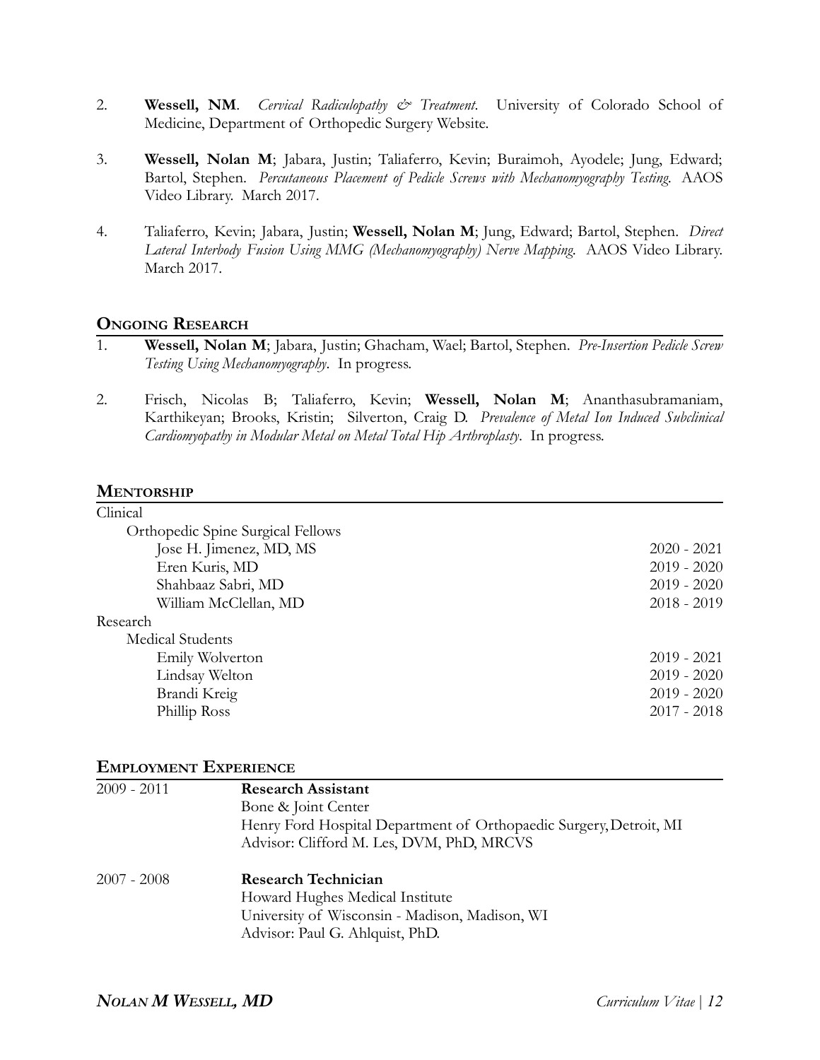2. **Wessell, NM**. *Cervical Radiculopathy & Treatment*. University of Colorado School of Medicine, Department of Orthopedic Surgery Website.

3. **Wessell, Nolan M**; Jabara, Justin; Taliaferro, Kevin; Buraimoh, Ayodele; Jung, Edward; Bartol, Stephen. *Percutaneous Placement of Pedicle Screws with Mechanomyography Testing*. AAOS Video Library. March 2017.

4. Taliaferro, Kevin; Jabara, Justin; **Wessell, Nolan M**; Jung, Edward; Bartol, Stephen. *Direct Lateral Interbody Fusion Using MMG (Mechanomyography) Nerve Mapping*. AAOS Video Library. March 2017.

## Ongoing Research

1. **Wessell, Nolan M**; Jabara, Justin; Ghacham, Wael; Bartol, Stephen. *Pre-Insertion Pedicle Screw Testing Using Mechanomyography*. In progress.

2. Frisch, Nicolas B; Taliaferro, Kevin; **Wessell, Nolan M**; Ananthasubramaniam, Karthikeyan; Brooks, Kristin; Silverton, Craig D. *Prevalence of Metal Ion Induced Subclinical Cardiomyopathy in Modular Metal on Metal Total Hip Arthroplasty*. In progress.

## Mentorship

Clinical

- Orthopedic Spine Surgical Fellows
  - Jose H. Jimenez, MD, MS — 2020 - 2021
  - Eren Kuris, MD — 2019 - 2020
  - Shahbaaz Sabri, MD — 2019 - 2020
  - William McClellan, MD — 2018 - 2019

Research

- Medical Students
  - Emily Wolverton — 2019 - 2021
  - Lindsay Welton — 2019 - 2020
  - Brandi Kreig — 2019 - 2020
  - Phillip Ross — 2017 - 2018

## Employment Experience

2009 - 2011 — **Research Assistant**
Bone & Joint Center
Henry Ford Hospital Department of Orthopaedic Surgery, Detroit, MI
Advisor: Clifford M. Les, DVM, PhD, MRCVS

2007 - 2008 — **Research Technician**
Howard Hughes Medical Institute
University of Wisconsin - Madison, Madison, WI
Advisor: Paul G. Ahlquist, PhD.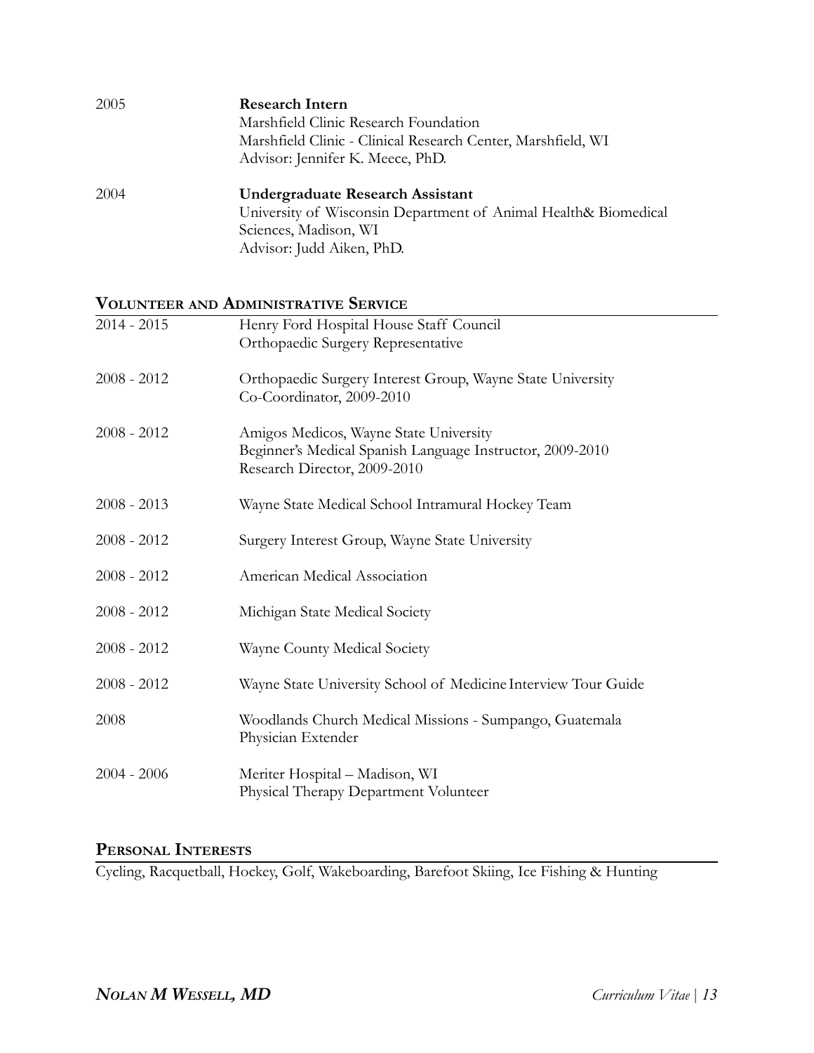2005 **Research Intern**
Marshfield Clinic Research Foundation
Marshfield Clinic - Clinical Research Center, Marshfield, WI
Advisor: Jennifer K. Meece, PhD.

2004 **Undergraduate Research Assistant**
University of Wisconsin Department of Animal Health& Biomedical Sciences, Madison, WI
Advisor: Judd Aiken, PhD.

## Volunteer and Administrative Service

2014 - 2015 Henry Ford Hospital House Staff Council
Orthopaedic Surgery Representative

2008 - 2012 Orthopaedic Surgery Interest Group, Wayne State University
Co-Coordinator, 2009-2010

2008 - 2012 Amigos Medicos, Wayne State University
Beginner's Medical Spanish Language Instructor, 2009-2010
Research Director, 2009-2010

2008 - 2013 Wayne State Medical School Intramural Hockey Team

2008 - 2012 Surgery Interest Group, Wayne State University

2008 - 2012 American Medical Association

2008 - 2012 Michigan State Medical Society

2008 - 2012 Wayne County Medical Society

2008 - 2012 Wayne State University School of Medicine Interview Tour Guide

2008 Woodlands Church Medical Missions - Sumpango, Guatemala
Physician Extender

2004 - 2006 Meriter Hospital – Madison, WI
Physical Therapy Department Volunteer

## Personal Interests

Cycling, Racquetball, Hockey, Golf, Wakeboarding, Barefoot Skiing, Ice Fishing & Hunting